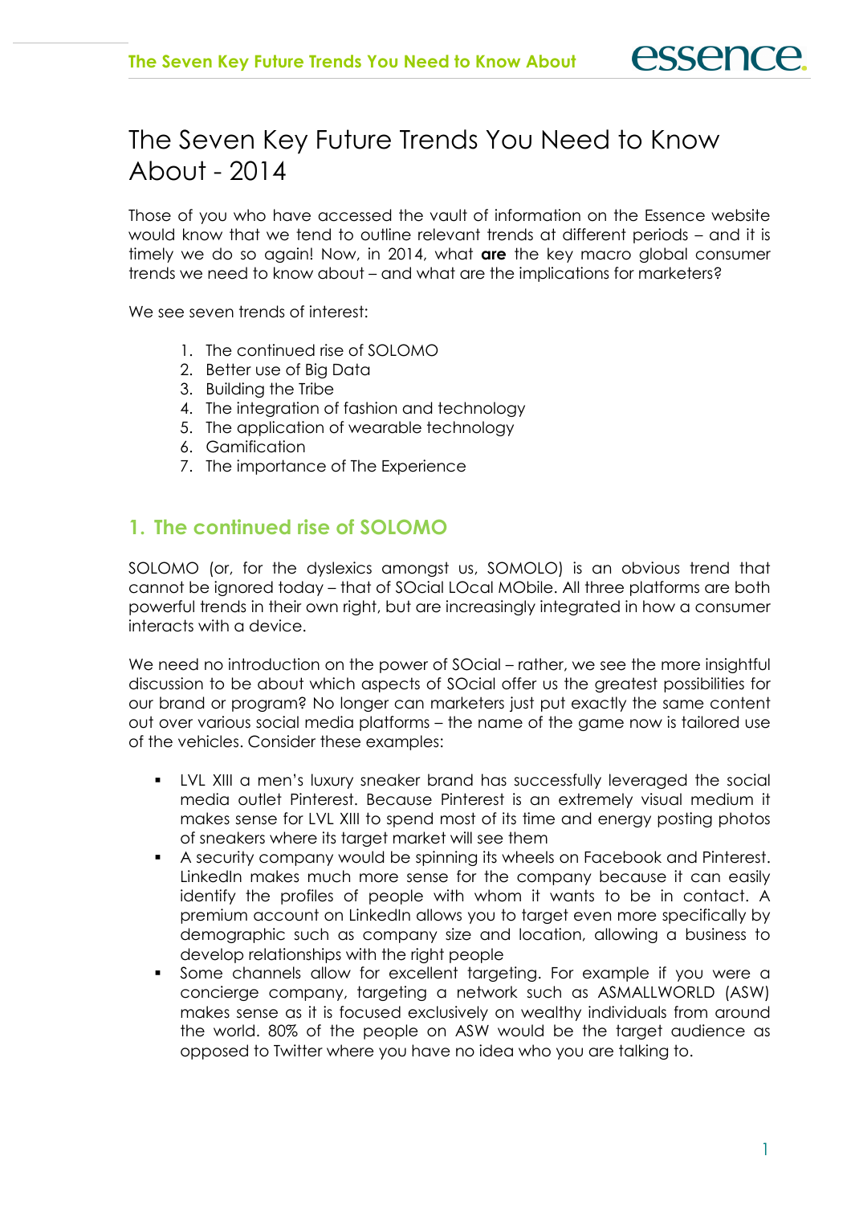# The Seven Key Future Trends You Need to Know About - 2014

Those of you who have accessed the vault of information on the Essence website would know that we tend to outline relevant trends at different periods – and it is timely we do so again! Now, in 2014, what **are** the key macro global consumer trends we need to know about – and what are the implications for marketers?

We see seven trends of interest:

1. The continued rise of SOLOMO
2. Better use of Big Data
3. Building the Tribe
4. The integration of fashion and technology
5. The application of wearable technology
6. Gamification
7. The importance of The Experience

## 1. The continued rise of SOLOMO

SOLOMO (or, for the dyslexics amongst us, SOMOLO) is an obvious trend that cannot be ignored today – that of SOcial LOcal MObile. All three platforms are both powerful trends in their own right, but are increasingly integrated in how a consumer interacts with a device.

We need no introduction on the power of SOcial – rather, we see the more insightful discussion to be about which aspects of SOcial offer us the greatest possibilities for our brand or program? No longer can marketers just put exactly the same content out over various social media platforms – the name of the game now is tailored use of the vehicles. Consider these examples:

- LVL XIII a men's luxury sneaker brand has successfully leveraged the social media outlet Pinterest. Because Pinterest is an extremely visual medium it makes sense for LVL XIII to spend most of its time and energy posting photos of sneakers where its target market will see them
- A security company would be spinning its wheels on Facebook and Pinterest. LinkedIn makes much more sense for the company because it can easily identify the profiles of people with whom it wants to be in contact. A premium account on LinkedIn allows you to target even more specifically by demographic such as company size and location, allowing a business to develop relationships with the right people
- Some channels allow for excellent targeting. For example if you were a concierge company, targeting a network such as ASMALLWORLD (ASW) makes sense as it is focused exclusively on wealthy individuals from around the world. 80% of the people on ASW would be the target audience as opposed to Twitter where you have no idea who you are talking to.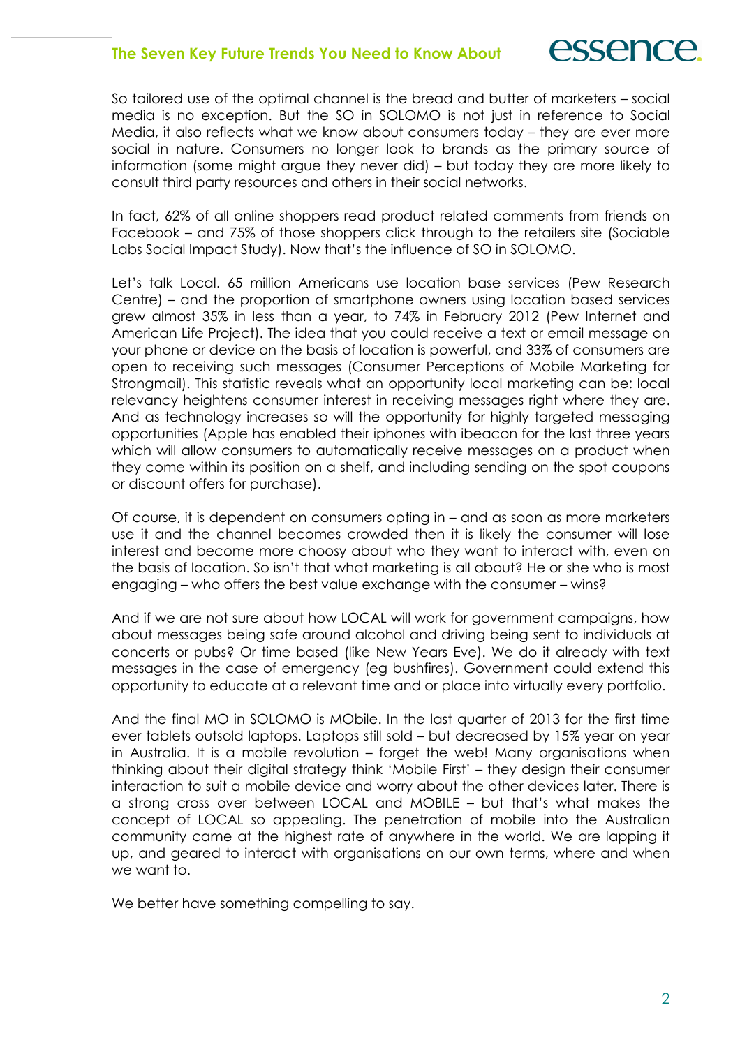So tailored use of the optimal channel is the bread and butter of marketers – social media is no exception. But the SO in SOLOMO is not just in reference to Social Media, it also reflects what we know about consumers today – they are ever more social in nature. Consumers no longer look to brands as the primary source of information (some might argue they never did) – but today they are more likely to consult third party resources and others in their social networks.

In fact, 62% of all online shoppers read product related comments from friends on Facebook – and 75% of those shoppers click through to the retailers site (Sociable Labs Social Impact Study). Now that's the influence of SO in SOLOMO.

Let's talk Local. 65 million Americans use location base services (Pew Research Centre) – and the proportion of smartphone owners using location based services grew almost 35% in less than a year, to 74% in February 2012 (Pew Internet and American Life Project). The idea that you could receive a text or email message on your phone or device on the basis of location is powerful, and 33% of consumers are open to receiving such messages (Consumer Perceptions of Mobile Marketing for Strongmail). This statistic reveals what an opportunity local marketing can be: local relevancy heightens consumer interest in receiving messages right where they are. And as technology increases so will the opportunity for highly targeted messaging opportunities (Apple has enabled their iphones with ibeacon for the last three years which will allow consumers to automatically receive messages on a product when they come within its position on a shelf, and including sending on the spot coupons or discount offers for purchase).

Of course, it is dependent on consumers opting in – and as soon as more marketers use it and the channel becomes crowded then it is likely the consumer will lose interest and become more choosy about who they want to interact with, even on the basis of location. So isn't that what marketing is all about? He or she who is most engaging – who offers the best value exchange with the consumer – wins?

And if we are not sure about how LOCAL will work for government campaigns, how about messages being safe around alcohol and driving being sent to individuals at concerts or pubs? Or time based (like New Years Eve). We do it already with text messages in the case of emergency (eg bushfires). Government could extend this opportunity to educate at a relevant time and or place into virtually every portfolio.

And the final MO in SOLOMO is MObile. In the last quarter of 2013 for the first time ever tablets outsold laptops. Laptops still sold – but decreased by 15% year on year in Australia. It is a mobile revolution – forget the web! Many organisations when thinking about their digital strategy think 'Mobile First' – they design their consumer interaction to suit a mobile device and worry about the other devices later. There is a strong cross over between LOCAL and MOBILE – but that's what makes the concept of LOCAL so appealing. The penetration of mobile into the Australian community came at the highest rate of anywhere in the world. We are lapping it up, and geared to interact with organisations on our own terms, where and when we want to.

We better have something compelling to say.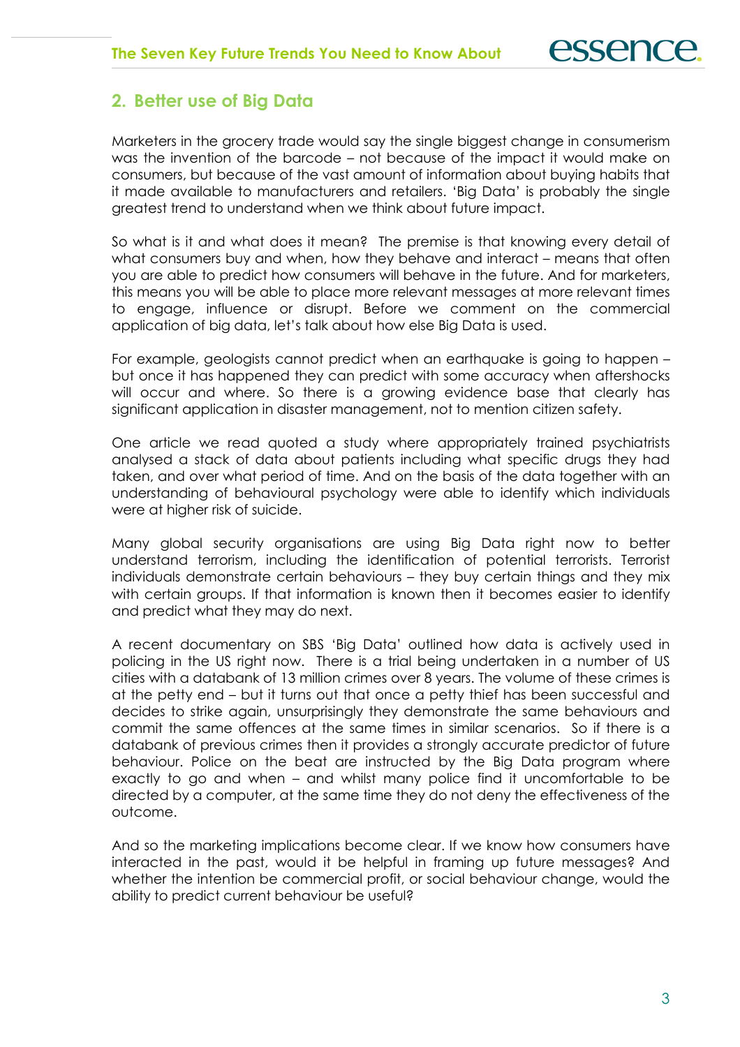## 2. Better use of Big Data

Marketers in the grocery trade would say the single biggest change in consumerism was the invention of the barcode – not because of the impact it would make on consumers, but because of the vast amount of information about buying habits that it made available to manufacturers and retailers. 'Big Data' is probably the single greatest trend to understand when we think about future impact.

So what is it and what does it mean? The premise is that knowing every detail of what consumers buy and when, how they behave and interact – means that often you are able to predict how consumers will behave in the future. And for marketers, this means you will be able to place more relevant messages at more relevant times to engage, influence or disrupt. Before we comment on the commercial application of big data, let's talk about how else Big Data is used.

For example, geologists cannot predict when an earthquake is going to happen – but once it has happened they can predict with some accuracy when aftershocks will occur and where. So there is a growing evidence base that clearly has significant application in disaster management, not to mention citizen safety.

One article we read quoted a study where appropriately trained psychiatrists analysed a stack of data about patients including what specific drugs they had taken, and over what period of time. And on the basis of the data together with an understanding of behavioural psychology were able to identify which individuals were at higher risk of suicide.

Many global security organisations are using Big Data right now to better understand terrorism, including the identification of potential terrorists. Terrorist individuals demonstrate certain behaviours – they buy certain things and they mix with certain groups. If that information is known then it becomes easier to identify and predict what they may do next.

A recent documentary on SBS 'Big Data' outlined how data is actively used in policing in the US right now. There is a trial being undertaken in a number of US cities with a databank of 13 million crimes over 8 years. The volume of these crimes is at the petty end – but it turns out that once a petty thief has been successful and decides to strike again, unsurprisingly they demonstrate the same behaviours and commit the same offences at the same times in similar scenarios. So if there is a databank of previous crimes then it provides a strongly accurate predictor of future behaviour. Police on the beat are instructed by the Big Data program where exactly to go and when – and whilst many police find it uncomfortable to be directed by a computer, at the same time they do not deny the effectiveness of the outcome.

And so the marketing implications become clear. If we know how consumers have interacted in the past, would it be helpful in framing up future messages? And whether the intention be commercial profit, or social behaviour change, would the ability to predict current behaviour be useful?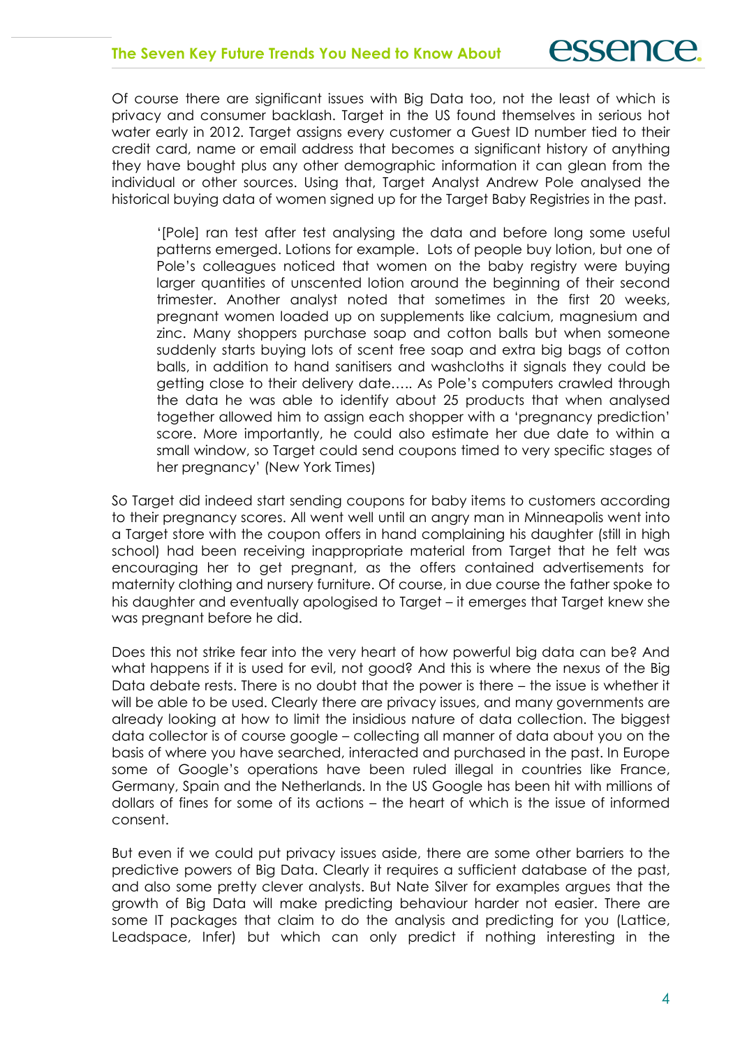Of course there are significant issues with Big Data too, not the least of which is privacy and consumer backlash. Target in the US found themselves in serious hot water early in 2012. Target assigns every customer a Guest ID number tied to their credit card, name or email address that becomes a significant history of anything they have bought plus any other demographic information it can glean from the individual or other sources. Using that, Target Analyst Andrew Pole analysed the historical buying data of women signed up for the Target Baby Registries in the past.

> '[Pole] ran test after test analysing the data and before long some useful patterns emerged. Lotions for example. Lots of people buy lotion, but one of Pole's colleagues noticed that women on the baby registry were buying larger quantities of unscented lotion around the beginning of their second trimester. Another analyst noted that sometimes in the first 20 weeks, pregnant women loaded up on supplements like calcium, magnesium and zinc. Many shoppers purchase soap and cotton balls but when someone suddenly starts buying lots of scent free soap and extra big bags of cotton balls, in addition to hand sanitisers and washcloths it signals they could be getting close to their delivery date….. As Pole's computers crawled through the data he was able to identify about 25 products that when analysed together allowed him to assign each shopper with a 'pregnancy prediction' score. More importantly, he could also estimate her due date to within a small window, so Target could send coupons timed to very specific stages of her pregnancy' (New York Times)

So Target did indeed start sending coupons for baby items to customers according to their pregnancy scores. All went well until an angry man in Minneapolis went into a Target store with the coupon offers in hand complaining his daughter (still in high school) had been receiving inappropriate material from Target that he felt was encouraging her to get pregnant, as the offers contained advertisements for maternity clothing and nursery furniture. Of course, in due course the father spoke to his daughter and eventually apologised to Target – it emerges that Target knew she was pregnant before he did.

Does this not strike fear into the very heart of how powerful big data can be? And what happens if it is used for evil, not good? And this is where the nexus of the Big Data debate rests. There is no doubt that the power is there – the issue is whether it will be able to be used. Clearly there are privacy issues, and many governments are already looking at how to limit the insidious nature of data collection. The biggest data collector is of course google – collecting all manner of data about you on the basis of where you have searched, interacted and purchased in the past. In Europe some of Google's operations have been ruled illegal in countries like France, Germany, Spain and the Netherlands. In the US Google has been hit with millions of dollars of fines for some of its actions – the heart of which is the issue of informed consent.

But even if we could put privacy issues aside, there are some other barriers to the predictive powers of Big Data. Clearly it requires a sufficient database of the past, and also some pretty clever analysts. But Nate Silver for examples argues that the growth of Big Data will make predicting behaviour harder not easier. There are some IT packages that claim to do the analysis and predicting for you (Lattice, Leadspace, Infer) but which can only predict if nothing interesting in the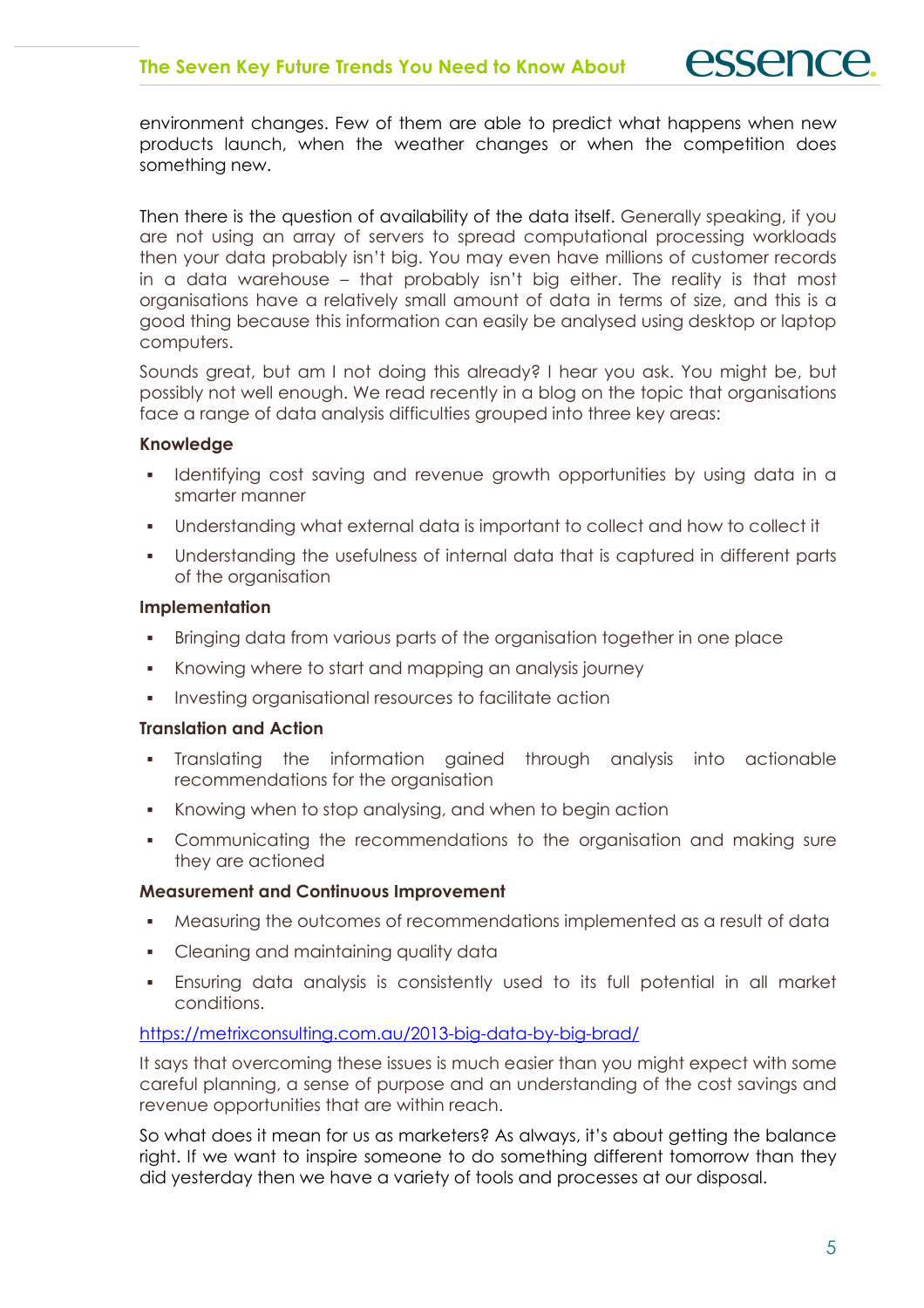environment changes. Few of them are able to predict what happens when new products launch, when the weather changes or when the competition does something new.

Then there is the question of availability of the data itself. Generally speaking, if you are not using an array of servers to spread computational processing workloads then your data probably isn't big. You may even have millions of customer records in a data warehouse – that probably isn't big either. The reality is that most organisations have a relatively small amount of data in terms of size, and this is a good thing because this information can easily be analysed using desktop or laptop computers.

Sounds great, but am I not doing this already? I hear you ask. You might be, but possibly not well enough. We read recently in a blog on the topic that organisations face a range of data analysis difficulties grouped into three key areas:

**Knowledge**

- Identifying cost saving and revenue growth opportunities by using data in a smarter manner
- Understanding what external data is important to collect and how to collect it
- Understanding the usefulness of internal data that is captured in different parts of the organisation

**Implementation**

- Bringing data from various parts of the organisation together in one place
- Knowing where to start and mapping an analysis journey
- Investing organisational resources to facilitate action

**Translation and Action**

- Translating the information gained through analysis into actionable recommendations for the organisation
- Knowing when to stop analysing, and when to begin action
- Communicating the recommendations to the organisation and making sure they are actioned

**Measurement and Continuous Improvement**

- Measuring the outcomes of recommendations implemented as a result of data
- Cleaning and maintaining quality data
- Ensuring data analysis is consistently used to its full potential in all market conditions.

https://metrixconsulting.com.au/2013-big-data-by-big-brad/

It says that overcoming these issues is much easier than you might expect with some careful planning, a sense of purpose and an understanding of the cost savings and revenue opportunities that are within reach.

So what does it mean for us as marketers? As always, it's about getting the balance right. If we want to inspire someone to do something different tomorrow than they did yesterday then we have a variety of tools and processes at our disposal.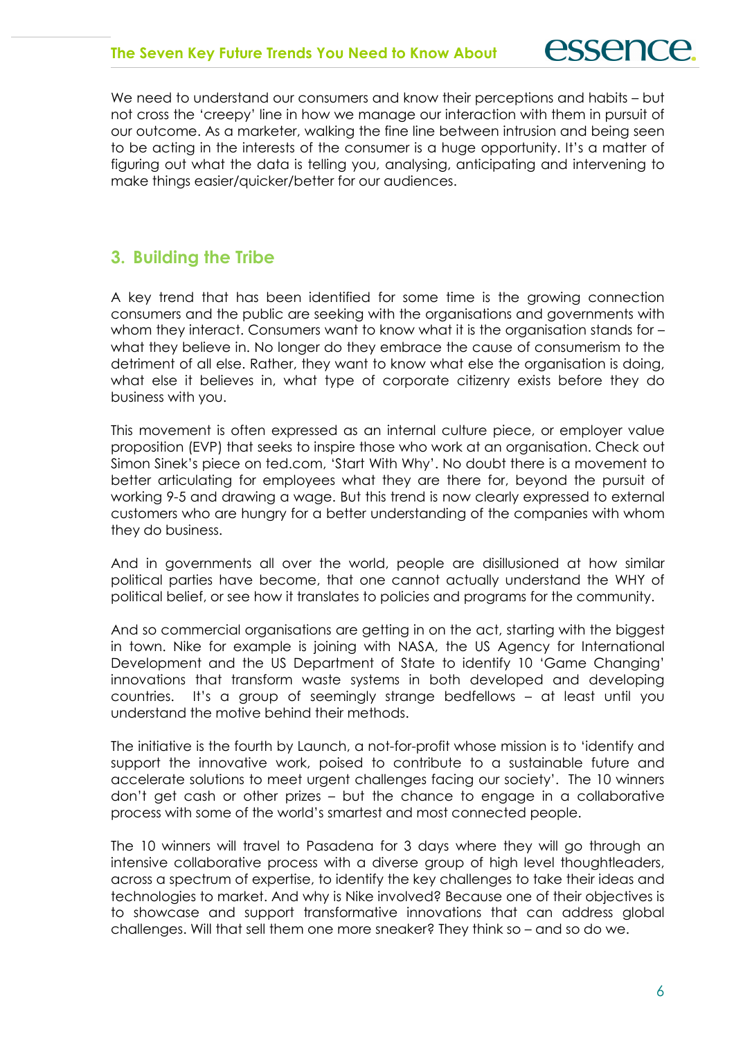We need to understand our consumers and know their perceptions and habits – but not cross the 'creepy' line in how we manage our interaction with them in pursuit of our outcome. As a marketer, walking the fine line between intrusion and being seen to be acting in the interests of the consumer is a huge opportunity. It's a matter of figuring out what the data is telling you, analysing, anticipating and intervening to make things easier/quicker/better for our audiences.

## 3. Building the Tribe

A key trend that has been identified for some time is the growing connection consumers and the public are seeking with the organisations and governments with whom they interact. Consumers want to know what it is the organisation stands for – what they believe in. No longer do they embrace the cause of consumerism to the detriment of all else. Rather, they want to know what else the organisation is doing, what else it believes in, what type of corporate citizenry exists before they do business with you.

This movement is often expressed as an internal culture piece, or employer value proposition (EVP) that seeks to inspire those who work at an organisation. Check out Simon Sinek's piece on ted.com, 'Start With Why'. No doubt there is a movement to better articulating for employees what they are there for, beyond the pursuit of working 9-5 and drawing a wage. But this trend is now clearly expressed to external customers who are hungry for a better understanding of the companies with whom they do business.

And in governments all over the world, people are disillusioned at how similar political parties have become, that one cannot actually understand the WHY of political belief, or see how it translates to policies and programs for the community.

And so commercial organisations are getting in on the act, starting with the biggest in town. Nike for example is joining with NASA, the US Agency for International Development and the US Department of State to identify 10 'Game Changing' innovations that transform waste systems in both developed and developing countries. It's a group of seemingly strange bedfellows – at least until you understand the motive behind their methods.

The initiative is the fourth by Launch, a not-for-profit whose mission is to 'identify and support the innovative work, poised to contribute to a sustainable future and accelerate solutions to meet urgent challenges facing our society'. The 10 winners don't get cash or other prizes – but the chance to engage in a collaborative process with some of the world's smartest and most connected people.

The 10 winners will travel to Pasadena for 3 days where they will go through an intensive collaborative process with a diverse group of high level thoughtleaders, across a spectrum of expertise, to identify the key challenges to take their ideas and technologies to market. And why is Nike involved? Because one of their objectives is to showcase and support transformative innovations that can address global challenges. Will that sell them one more sneaker? They think so – and so do we.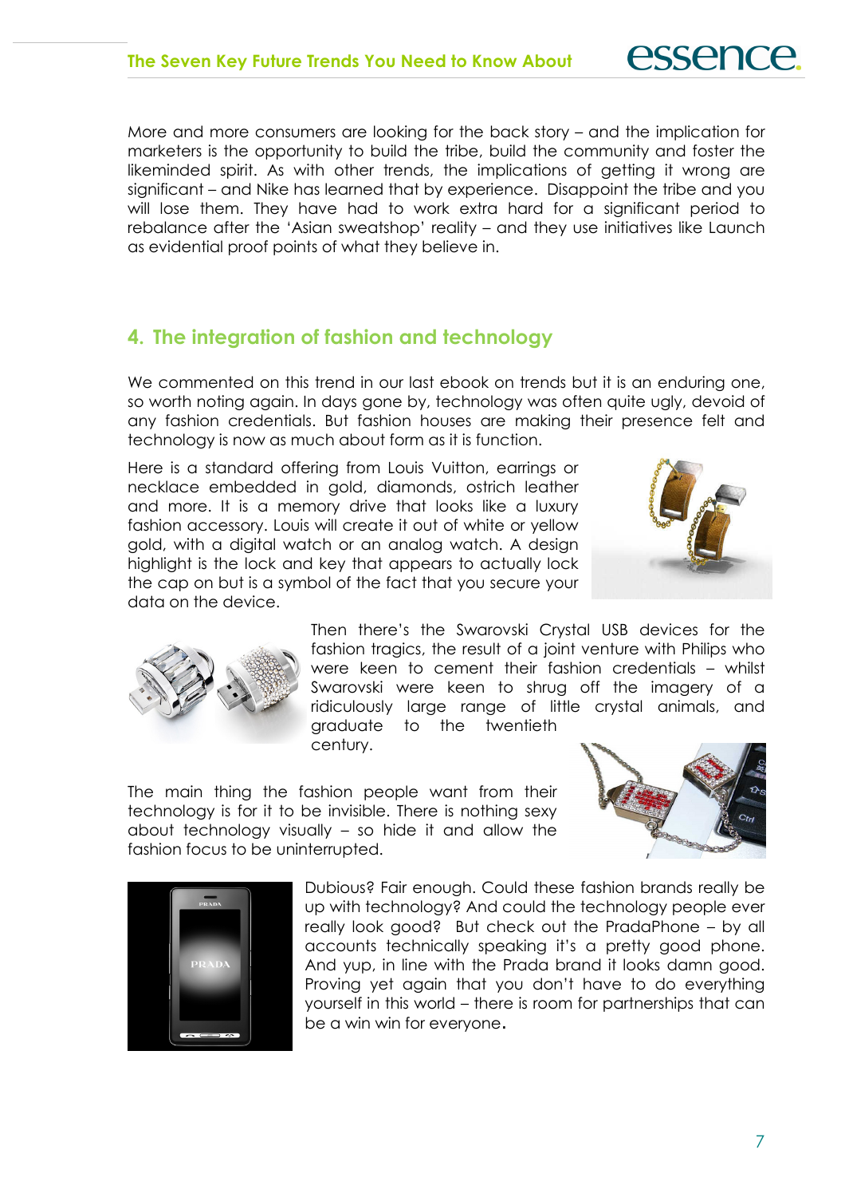More and more consumers are looking for the back story – and the implication for marketers is the opportunity to build the tribe, build the community and foster the likeminded spirit. As with other trends, the implications of getting it wrong are significant – and Nike has learned that by experience. Disappoint the tribe and you will lose them. They have had to work extra hard for a significant period to rebalance after the 'Asian sweatshop' reality – and they use initiatives like Launch as evidential proof points of what they believe in.

## 4. The integration of fashion and technology

We commented on this trend in our last ebook on trends but it is an enduring one, so worth noting again. In days gone by, technology was often quite ugly, devoid of any fashion credentials. But fashion houses are making their presence felt and technology is now as much about form as it is function.

Here is a standard offering from Louis Vuitton, earrings or necklace embedded in gold, diamonds, ostrich leather and more. It is a memory drive that looks like a luxury fashion accessory. Louis will create it out of white or yellow gold, with a digital watch or an analog watch. A design highlight is the lock and key that appears to actually lock the cap on but is a symbol of the fact that you secure your data on the device.

Then there's the Swarovski Crystal USB devices for the fashion tragics, the result of a joint venture with Philips who were keen to cement their fashion credentials – whilst Swarovski were keen to shrug off the imagery of a ridiculously large range of little crystal animals, and graduate to the twentieth century.

The main thing the fashion people want from their technology is for it to be invisible. There is nothing sexy about technology visually – so hide it and allow the fashion focus to be uninterrupted.

Dubious? Fair enough. Could these fashion brands really be up with technology? And could the technology people ever really look good? But check out the PradaPhone – by all accounts technically speaking it's a pretty good phone. And yup, in line with the Prada brand it looks damn good. Proving yet again that you don't have to do everything yourself in this world – there is room for partnerships that can be a win win for everyone.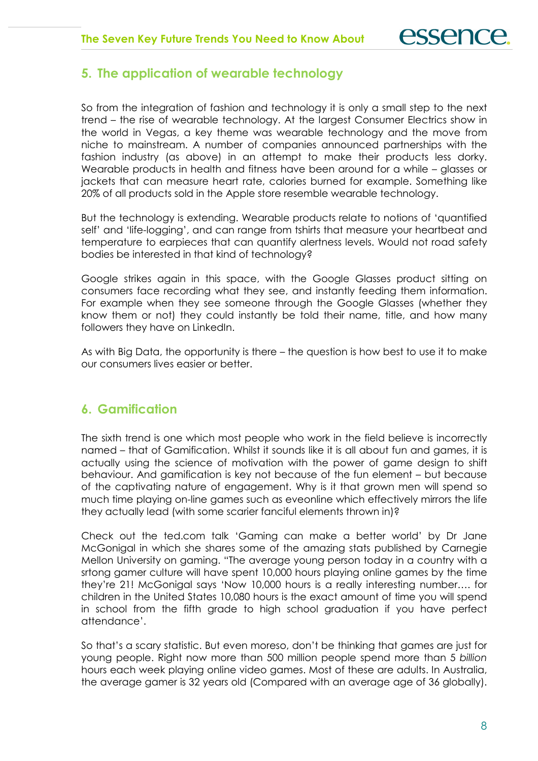## 5. The application of wearable technology

So from the integration of fashion and technology it is only a small step to the next trend – the rise of wearable technology. At the largest Consumer Electrics show in the world in Vegas, a key theme was wearable technology and the move from niche to mainstream. A number of companies announced partnerships with the fashion industry (as above) in an attempt to make their products less dorky. Wearable products in health and fitness have been around for a while – glasses or jackets that can measure heart rate, calories burned for example. Something like 20% of all products sold in the Apple store resemble wearable technology.

But the technology is extending. Wearable products relate to notions of 'quantified self' and 'life-logging', and can range from tshirts that measure your heartbeat and temperature to earpieces that can quantify alertness levels. Would not road safety bodies be interested in that kind of technology?

Google strikes again in this space, with the Google Glasses product sitting on consumers face recording what they see, and instantly feeding them information. For example when they see someone through the Google Glasses (whether they know them or not) they could instantly be told their name, title, and how many followers they have on LinkedIn.

As with Big Data, the opportunity is there – the question is how best to use it to make our consumers lives easier or better.

## 6. Gamification

The sixth trend is one which most people who work in the field believe is incorrectly named – that of Gamification. Whilst it sounds like it is all about fun and games, it is actually using the science of motivation with the power of game design to shift behaviour. And gamification is key not because of the fun element – but because of the captivating nature of engagement. Why is it that grown men will spend so much time playing on-line games such as eveonline which effectively mirrors the life they actually lead (with some scarier fanciful elements thrown in)?

Check out the ted.com talk 'Gaming can make a better world' by Dr Jane McGonigal in which she shares some of the amazing stats published by Carnegie Mellon University on gaming. "The average young person today in a country with a srtong gamer culture will have spent 10,000 hours playing online games by the time they're 21! McGonigal says 'Now 10,000 hours is a really interesting number…. for children in the United States 10,080 hours is the exact amount of time you will spend in school from the fifth grade to high school graduation if you have perfect attendance'.

So that's a scary statistic. But even moreso, don't be thinking that games are just for young people. Right now more than 500 million people spend more than 5 *billion* hours each week playing online video games. Most of these are adults. In Australia, the average gamer is 32 years old (Compared with an average age of 36 globally).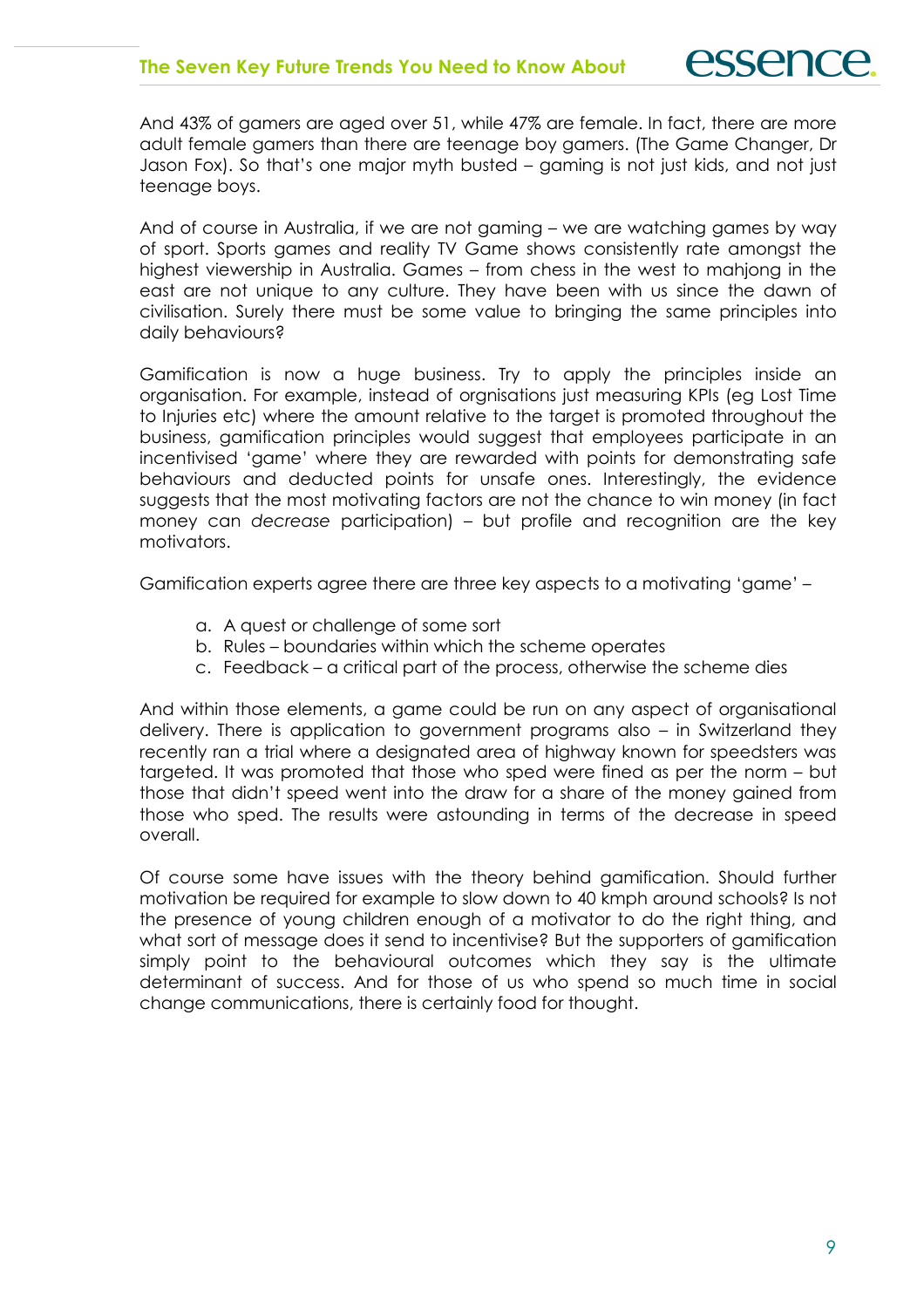And 43% of gamers are aged over 51, while 47% are female. In fact, there are more adult female gamers than there are teenage boy gamers. (The Game Changer, Dr Jason Fox). So that's one major myth busted – gaming is not just kids, and not just teenage boys.

And of course in Australia, if we are not gaming – we are watching games by way of sport. Sports games and reality TV Game shows consistently rate amongst the highest viewership in Australia. Games – from chess in the west to mahjong in the east are not unique to any culture. They have been with us since the dawn of civilisation. Surely there must be some value to bringing the same principles into daily behaviours?

Gamification is now a huge business. Try to apply the principles inside an organisation. For example, instead of orgnisations just measuring KPIs (eg Lost Time to Injuries etc) where the amount relative to the target is promoted throughout the business, gamification principles would suggest that employees participate in an incentivised 'game' where they are rewarded with points for demonstrating safe behaviours and deducted points for unsafe ones. Interestingly, the evidence suggests that the most motivating factors are not the chance to win money (in fact money can *decrease* participation) – but profile and recognition are the key motivators.

Gamification experts agree there are three key aspects to a motivating 'game' –

a. A quest or challenge of some sort
b. Rules – boundaries within which the scheme operates
c. Feedback – a critical part of the process, otherwise the scheme dies

And within those elements, a game could be run on any aspect of organisational delivery. There is application to government programs also – in Switzerland they recently ran a trial where a designated area of highway known for speedsters was targeted. It was promoted that those who sped were fined as per the norm – but those that didn't speed went into the draw for a share of the money gained from those who sped. The results were astounding in terms of the decrease in speed overall.

Of course some have issues with the theory behind gamification. Should further motivation be required for example to slow down to 40 kmph around schools? Is not the presence of young children enough of a motivator to do the right thing, and what sort of message does it send to incentivise? But the supporters of gamification simply point to the behavioural outcomes which they say is the ultimate determinant of success. And for those of us who spend so much time in social change communications, there is certainly food for thought.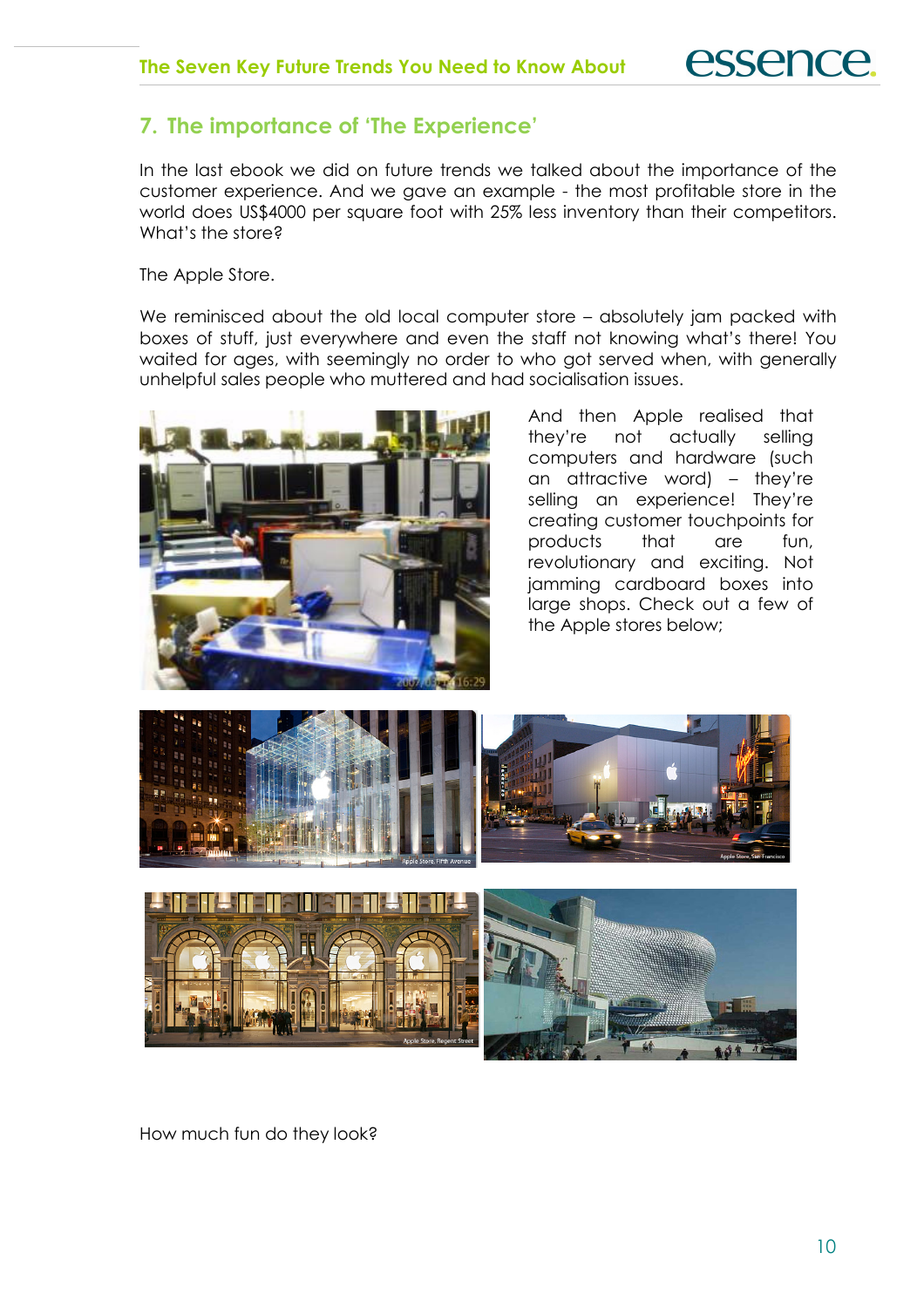## 7. The importance of 'The Experience'

In the last ebook we did on future trends we talked about the importance of the customer experience. And we gave an example - the most profitable store in the world does US$4000 per square foot with 25% less inventory than their competitors. What's the store?

The Apple Store.

We reminisced about the old local computer store – absolutely jam packed with boxes of stuff, just everywhere and even the staff not knowing what's there! You waited for ages, with seemingly no order to who got served when, with generally unhelpful sales people who muttered and had socialisation issues.

And then Apple realised that they're not actually selling computers and hardware (such an attractive word) – they're selling an experience! They're creating customer touchpoints for products that are fun, revolutionary and exciting. Not jamming cardboard boxes into large shops. Check out a few of the Apple stores below;

How much fun do they look?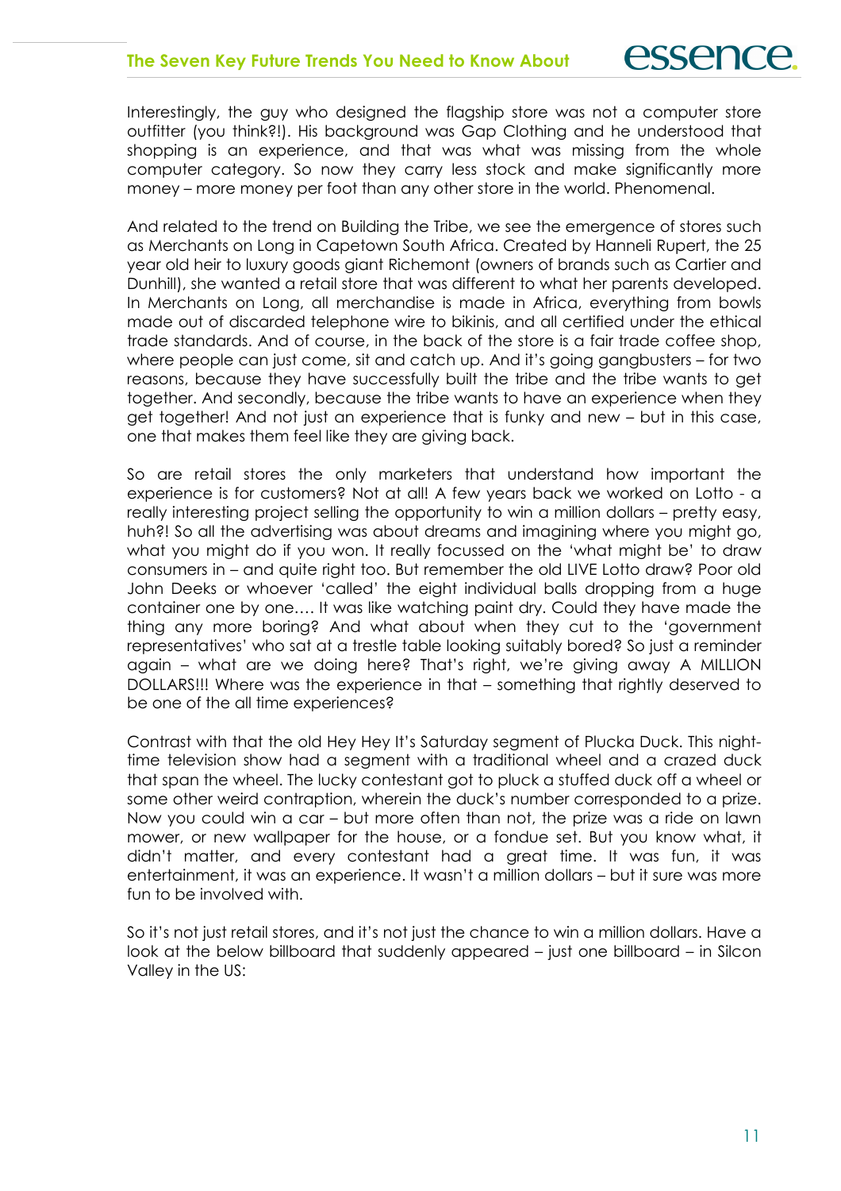Interestingly, the guy who designed the flagship store was not a computer store outfitter (you think?!). His background was Gap Clothing and he understood that shopping is an experience, and that was what was missing from the whole computer category. So now they carry less stock and make significantly more money – more money per foot than any other store in the world. Phenomenal.

And related to the trend on Building the Tribe, we see the emergence of stores such as Merchants on Long in Capetown South Africa. Created by Hanneli Rupert, the 25 year old heir to luxury goods giant Richemont (owners of brands such as Cartier and Dunhill), she wanted a retail store that was different to what her parents developed. In Merchants on Long, all merchandise is made in Africa, everything from bowls made out of discarded telephone wire to bikinis, and all certified under the ethical trade standards. And of course, in the back of the store is a fair trade coffee shop, where people can just come, sit and catch up. And it's going gangbusters – for two reasons, because they have successfully built the tribe and the tribe wants to get together. And secondly, because the tribe wants to have an experience when they get together! And not just an experience that is funky and new – but in this case, one that makes them feel like they are giving back.

So are retail stores the only marketers that understand how important the experience is for customers? Not at all! A few years back we worked on Lotto - a really interesting project selling the opportunity to win a million dollars – pretty easy, huh?! So all the advertising was about dreams and imagining where you might go, what you might do if you won. It really focussed on the 'what might be' to draw consumers in – and quite right too. But remember the old LIVE Lotto draw? Poor old John Deeks or whoever 'called' the eight individual balls dropping from a huge container one by one…. It was like watching paint dry. Could they have made the thing any more boring? And what about when they cut to the 'government representatives' who sat at a trestle table looking suitably bored? So just a reminder again – what are we doing here? That's right, we're giving away A MILLION DOLLARS!!! Where was the experience in that – something that rightly deserved to be one of the all time experiences?

Contrast with that the old Hey Hey It's Saturday segment of Plucka Duck. This night-time television show had a segment with a traditional wheel and a crazed duck that span the wheel. The lucky contestant got to pluck a stuffed duck off a wheel or some other weird contraption, wherein the duck's number corresponded to a prize. Now you could win a car – but more often than not, the prize was a ride on lawn mower, or new wallpaper for the house, or a fondue set. But you know what, it didn't matter, and every contestant had a great time. It was fun, it was entertainment, it was an experience. It wasn't a million dollars – but it sure was more fun to be involved with.

So it's not just retail stores, and it's not just the chance to win a million dollars. Have a look at the below billboard that suddenly appeared – just one billboard – in Silcon Valley in the US: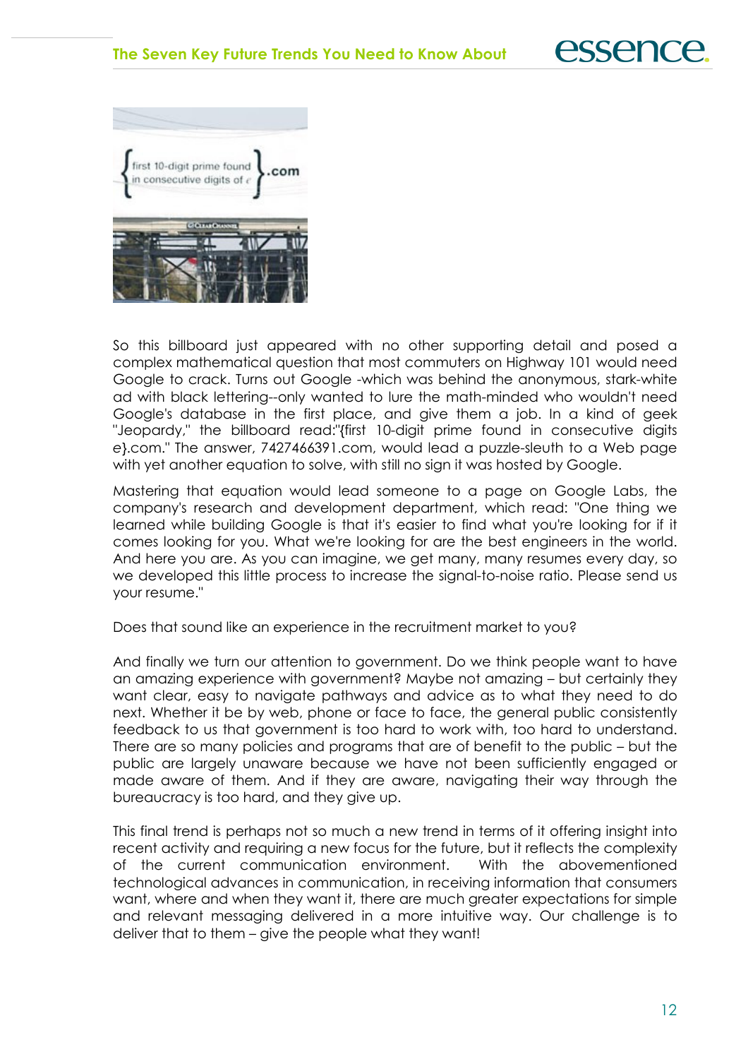So this billboard just appeared with no other supporting detail and posed a complex mathematical question that most commuters on Highway 101 would need Google to crack. Turns out Google -which was behind the anonymous, stark-white ad with black lettering--only wanted to lure the math-minded who wouldn't need Google's database in the first place, and give them a job. In a kind of geek "Jeopardy," the billboard read:"{first 10-digit prime found in consecutive digits e}.com." The answer, 7427466391.com, would lead a puzzle-sleuth to a Web page with yet another equation to solve, with still no sign it was hosted by Google.

Mastering that equation would lead someone to a page on Google Labs, the company's research and development department, which read: "One thing we learned while building Google is that it's easier to find what you're looking for if it comes looking for you. What we're looking for are the best engineers in the world. And here you are. As you can imagine, we get many, many resumes every day, so we developed this little process to increase the signal-to-noise ratio. Please send us your resume."

Does that sound like an experience in the recruitment market to you?

And finally we turn our attention to government. Do we think people want to have an amazing experience with government? Maybe not amazing – but certainly they want clear, easy to navigate pathways and advice as to what they need to do next. Whether it be by web, phone or face to face, the general public consistently feedback to us that government is too hard to work with, too hard to understand. There are so many policies and programs that are of benefit to the public – but the public are largely unaware because we have not been sufficiently engaged or made aware of them. And if they are aware, navigating their way through the bureaucracy is too hard, and they give up.

This final trend is perhaps not so much a new trend in terms of it offering insight into recent activity and requiring a new focus for the future, but it reflects the complexity of the current communication environment. With the abovementioned technological advances in communication, in receiving information that consumers want, where and when they want it, there are much greater expectations for simple and relevant messaging delivered in a more intuitive way. Our challenge is to deliver that to them – give the people what they want!